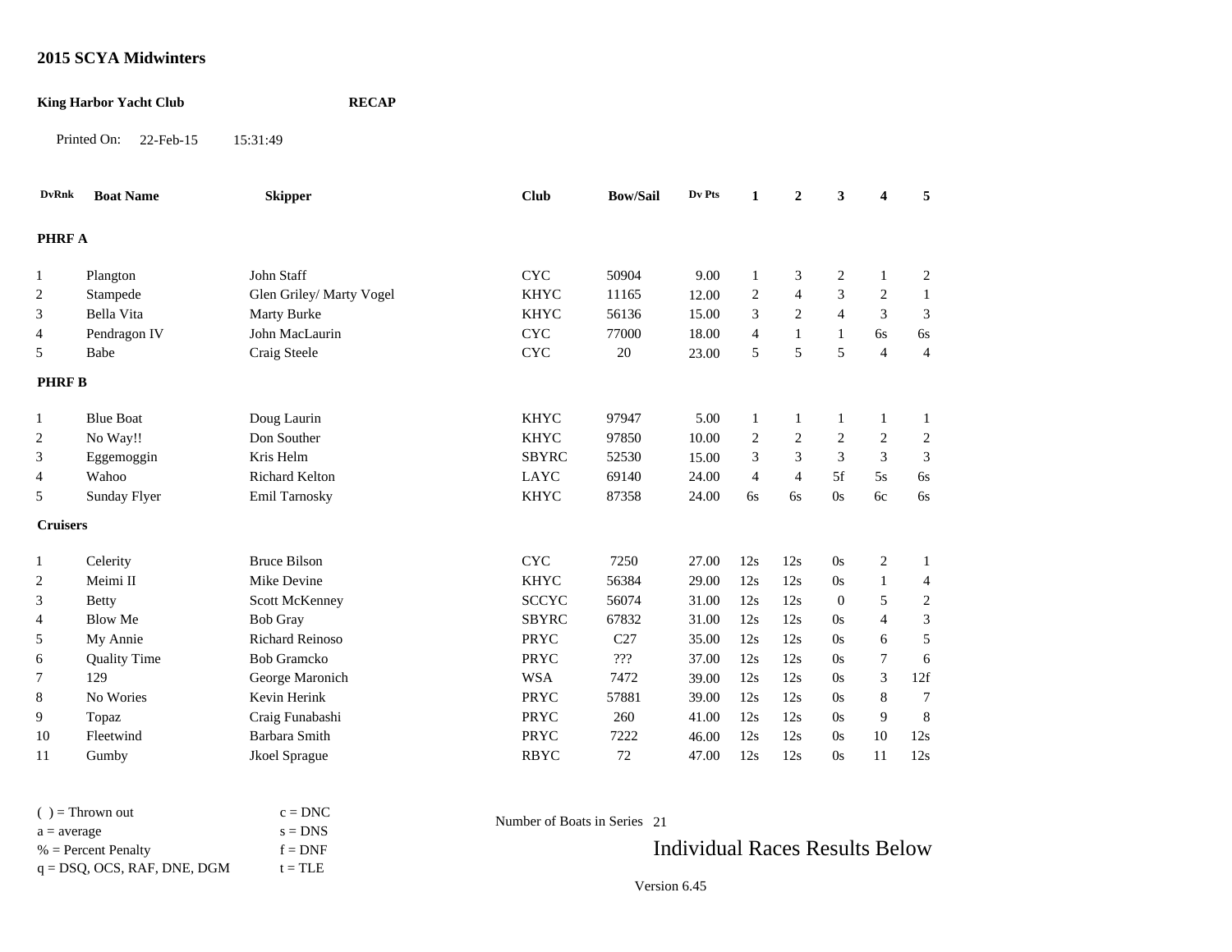# 2015 SCYA Midwinters

**King Harbor Yacht Club** **RECAP**

Printed On: 22-Feb-15 15:31:49

| DvRnk | Boat Name | Skipper | Club | Bow/Sail | Dv Pts | 1 | 2 | 3 | 4 | 5 |
|---|---|---|---|---|---|---|---|---|---|---|
| **PHRF A** | | | | | | | | | | |
| 1 | Plangton | John Staff | CYC | 50904 | 9.00 | 1 | 3 | 2 | 1 | 2 |
| 2 | Stampede | Glen Griley/ Marty Vogel | KHYC | 11165 | 12.00 | 2 | 4 | 3 | 2 | 1 |
| 3 | Bella Vita | Marty Burke | KHYC | 56136 | 15.00 | 3 | 2 | 4 | 3 | 3 |
| 4 | Pendragon IV | John MacLaurin | CYC | 77000 | 18.00 | 4 | 1 | 1 | 6s | 6s |
| 5 | Babe | Craig Steele | CYC | 20 | 23.00 | 5 | 5 | 5 | 4 | 4 |
| **PHRF B** | | | | | | | | | | |
| 1 | Blue Boat | Doug Laurin | KHYC | 97947 | 5.00 | 1 | 1 | 1 | 1 | 1 |
| 2 | No Way!! | Don Souther | KHYC | 97850 | 10.00 | 2 | 2 | 2 | 2 | 2 |
| 3 | Eggemoggin | Kris Helm | SBYRC | 52530 | 15.00 | 3 | 3 | 3 | 3 | 3 |
| 4 | Wahoo | Richard Kelton | LAYC | 69140 | 24.00 | 4 | 4 | 5f | 5s | 6s |
| 5 | Sunday Flyer | Emil Tarnosky | KHYC | 87358 | 24.00 | 6s | 6s | 0s | 6c | 6s |
| **Cruisers** | | | | | | | | | | |
| 1 | Celerity | Bruce Bilson | CYC | 7250 | 27.00 | 12s | 12s | 0s | 2 | 1 |
| 2 | Meimi II | Mike Devine | KHYC | 56384 | 29.00 | 12s | 12s | 0s | 1 | 4 |
| 3 | Betty | Scott McKenney | SCCYC | 56074 | 31.00 | 12s | 12s | 0 | 5 | 2 |
| 4 | Blow Me | Bob Gray | SBYRC | 67832 | 31.00 | 12s | 12s | 0s | 4 | 3 |
| 5 | My Annie | Richard Reinoso | PRYC | C27 | 35.00 | 12s | 12s | 0s | 6 | 5 |
| 6 | Quality Time | Bob Gramcko | PRYC | ??? | 37.00 | 12s | 12s | 0s | 7 | 6 |
| 7 | 129 | George Maronich | WSA | 7472 | 39.00 | 12s | 12s | 0s | 3 | 12f |
| 8 | No Wories | Kevin Herink | PRYC | 57881 | 39.00 | 12s | 12s | 0s | 8 | 7 |
| 9 | Topaz | Craig Funabashi | PRYC | 260 | 41.00 | 12s | 12s | 0s | 9 | 8 |
| 10 | Fleetwind | Barbara Smith | PRYC | 7222 | 46.00 | 12s | 12s | 0s | 10 | 12s |
| 11 | Gumby | Jkoel Sprague | RBYC | 72 | 47.00 | 12s | 12s | 0s | 11 | 12s |

( ) = Thrown out
a = average
% = Percent Penalty
q = DSQ, OCS, RAF, DNE, DGM

c = DNC
s = DNS
f = DNF
t = TLE

Number of Boats in Series 21

Individual Races Results Below

Version 6.45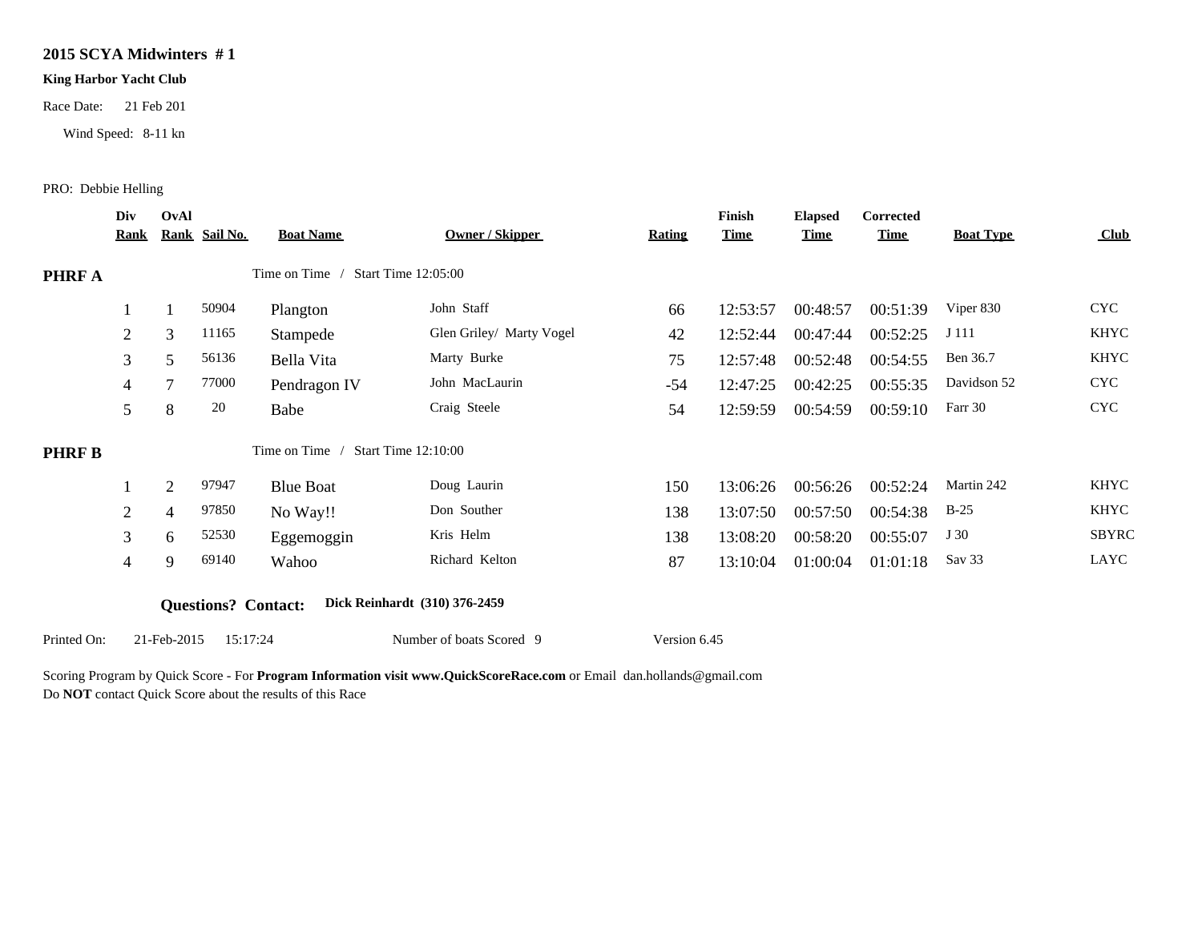**2015 SCYA Midwinters # 1**

**King Harbor Yacht Club**

Race Date: 21 Feb 201

Wind Speed: 8-11 kn

PRO: Debbie Helling

| | Div Rank | OvAl Rank | Sail No. | Boat Name | Owner / Skipper | Rating | Finish Time | Elapsed Time | Corrected Time | Boat Type | Club |
|---|---|---|---|---|---|---|---|---|---|---|---|
| **PHRF A** | | | | Time on Time / Start Time 12:05:00 | | | | | | | |
| | 1 | 1 | 50904 | Plangton | John Staff | 66 | 12:53:57 | 00:48:57 | 00:51:39 | Viper 830 | CYC |
| | 2 | 3 | 11165 | Stampede | Glen Griley/ Marty Vogel | 42 | 12:52:44 | 00:47:44 | 00:52:25 | J 111 | KHYC |
| | 3 | 5 | 56136 | Bella Vita | Marty Burke | 75 | 12:57:48 | 00:52:48 | 00:54:55 | Ben 36.7 | KHYC |
| | 4 | 7 | 77000 | Pendragon IV | John MacLaurin | -54 | 12:47:25 | 00:42:25 | 00:55:35 | Davidson 52 | CYC |
| | 5 | 8 | 20 | Babe | Craig Steele | 54 | 12:59:59 | 00:54:59 | 00:59:10 | Farr 30 | CYC |
| **PHRF B** | | | | Time on Time / Start Time 12:10:00 | | | | | | | |
| | 1 | 2 | 97947 | Blue Boat | Doug Laurin | 150 | 13:06:26 | 00:56:26 | 00:52:24 | Martin 242 | KHYC |
| | 2 | 4 | 97850 | No Way!! | Don Souther | 138 | 13:07:50 | 00:57:50 | 00:54:38 | B-25 | KHYC |
| | 3 | 6 | 52530 | Eggemoggin | Kris Helm | 138 | 13:08:20 | 00:58:20 | 00:55:07 | J 30 | SBYRC |
| | 4 | 9 | 69140 | Wahoo | Richard Kelton | 87 | 13:10:04 | 01:00:04 | 01:01:18 | Sav 33 | LAYC |

**Questions? Contact:** **Dick Reinhardt (310) 376-2459**

Printed On: 21-Feb-2015 15:17:24 Number of boats Scored 9 Version 6.45

Scoring Program by Quick Score - For **Program Information visit www.QuickScoreRace.com** or Email dan.hollands@gmail.com
Do **NOT** contact Quick Score about the results of this Race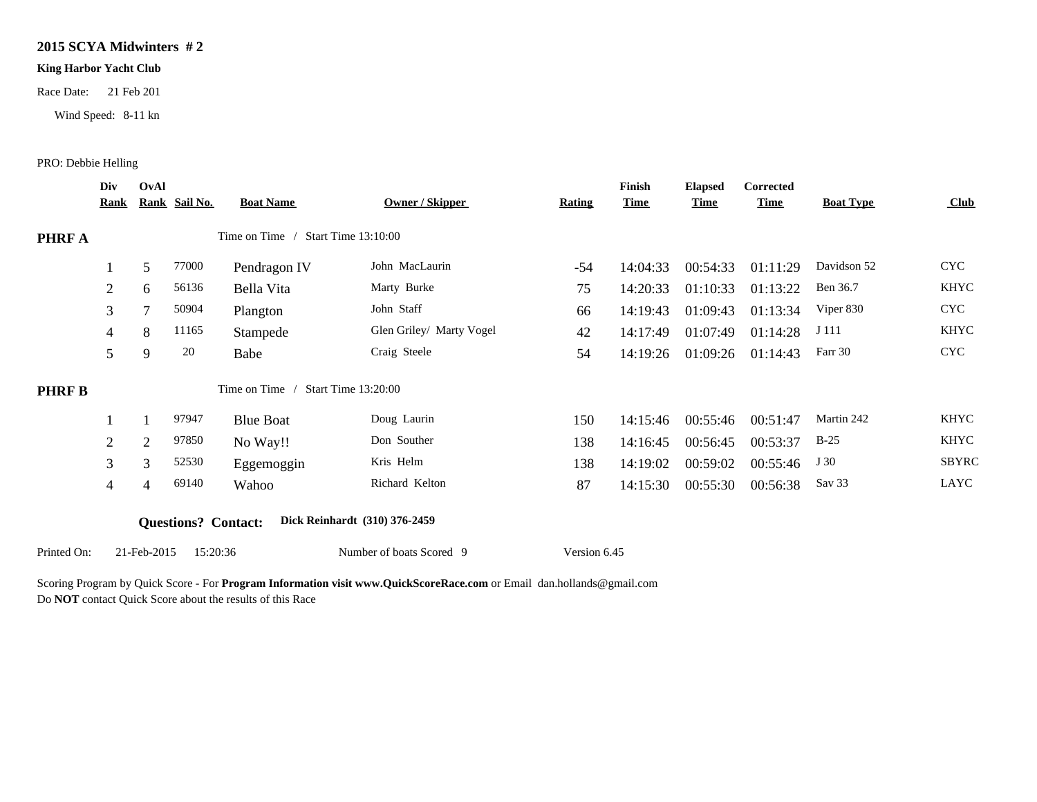# 2015 SCYA Midwinters # 2

**King Harbor Yacht Club**

Race Date: 21 Feb 201

Wind Speed: 8-11 kn

PRO: Debbie Helling

| Div Rank | OvAl Rank | Sail No. | Boat Name | Owner / Skipper | Rating | Finish Time | Elapsed Time | Corrected Time | Boat Type | Club |
|---|---|---|---|---|---|---|---|---|---|---|
| **PHRF A** | | | Time on Time / Start Time 13:10:00 | | | | | | | |
| 1 | 5 | 77000 | Pendragon IV | John MacLaurin | -54 | 14:04:33 | 00:54:33 | 01:11:29 | Davidson 52 | CYC |
| 2 | 6 | 56136 | Bella Vita | Marty Burke | 75 | 14:20:33 | 01:10:33 | 01:13:22 | Ben 36.7 | KHYC |
| 3 | 7 | 50904 | Plangton | John Staff | 66 | 14:19:43 | 01:09:43 | 01:13:34 | Viper 830 | CYC |
| 4 | 8 | 11165 | Stampede | Glen Griley/ Marty Vogel | 42 | 14:17:49 | 01:07:49 | 01:14:28 | J 111 | KHYC |
| 5 | 9 | 20 | Babe | Craig Steele | 54 | 14:19:26 | 01:09:26 | 01:14:43 | Farr 30 | CYC |
| **PHRF B** | | | Time on Time / Start Time 13:20:00 | | | | | | | |
| 1 | 1 | 97947 | Blue Boat | Doug Laurin | 150 | 14:15:46 | 00:55:46 | 00:51:47 | Martin 242 | KHYC |
| 2 | 2 | 97850 | No Way!! | Don Souther | 138 | 14:16:45 | 00:56:45 | 00:53:37 | B-25 | KHYC |
| 3 | 3 | 52530 | Eggemoggin | Kris Helm | 138 | 14:19:02 | 00:59:02 | 00:55:46 | J 30 | SBYRC |
| 4 | 4 | 69140 | Wahoo | Richard Kelton | 87 | 14:15:30 | 00:55:30 | 00:56:38 | Sav 33 | LAYC |

**Questions? Contact:** **Dick Reinhardt (310) 376-2459**

Printed On: 21-Feb-2015 15:20:36 Number of boats Scored 9 Version 6.45

Scoring Program by Quick Score - For **Program Information visit www.QuickScoreRace.com** or Email dan.hollands@gmail.com
Do **NOT** contact Quick Score about the results of this Race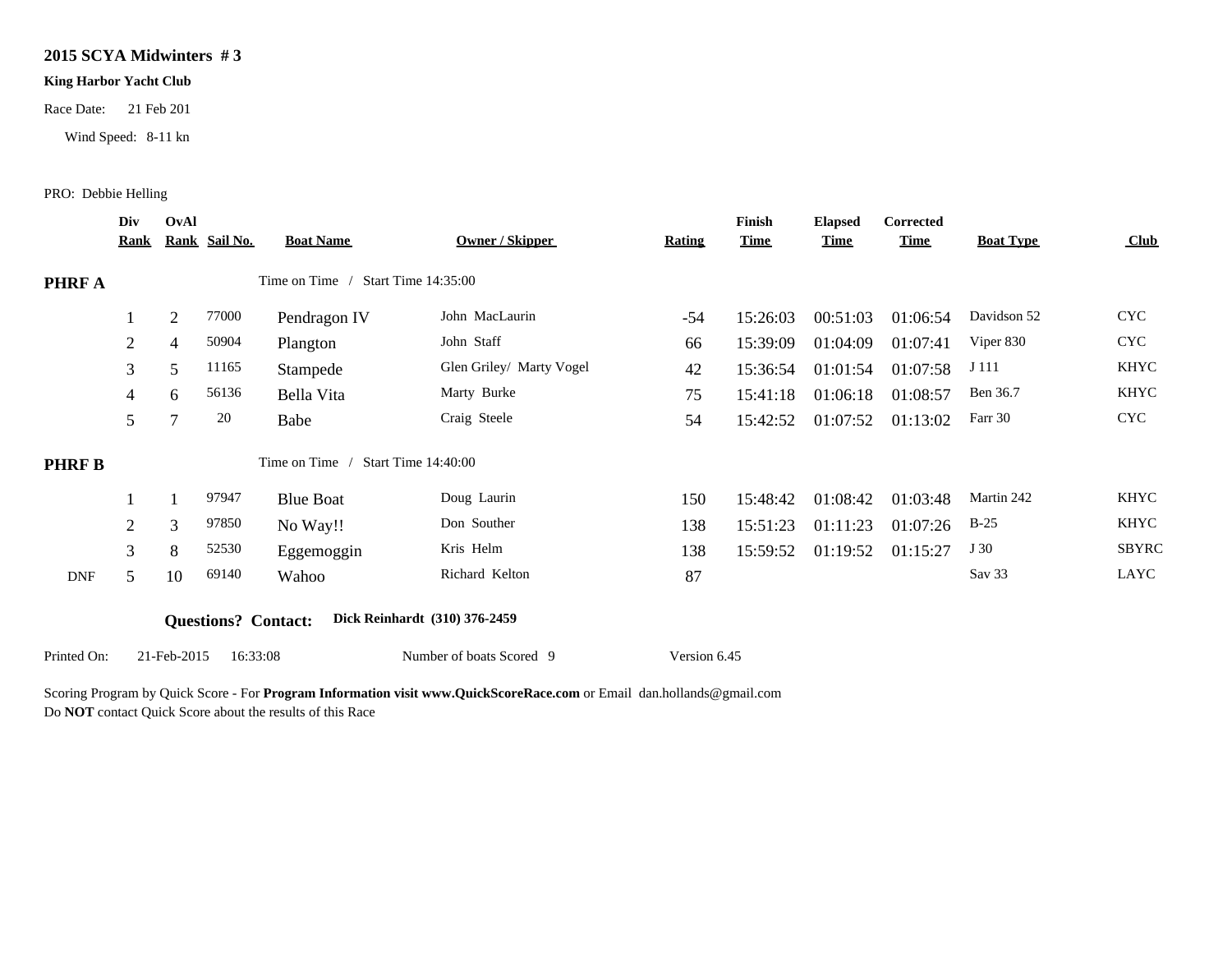# 2015 SCYA Midwinters # 3

**King Harbor Yacht Club**

Race Date: 21 Feb 201

Wind Speed: 8-11 kn

PRO: Debbie Helling

| | Div Rank | OvAl Rank | Sail No. | Boat Name | Owner / Skipper | Rating | Finish Time | Elapsed Time | Corrected Time | Boat Type | Club |
|---|---|---|---|---|---|---|---|---|---|---|---|
| **PHRF A** | | | | Time on Time / Start Time 14:35:00 | | | | | | | |
| | 1 | 2 | 77000 | Pendragon IV | John MacLaurin | -54 | 15:26:03 | 00:51:03 | 01:06:54 | Davidson 52 | CYC |
| | 2 | 4 | 50904 | Plangton | John Staff | 66 | 15:39:09 | 01:04:09 | 01:07:41 | Viper 830 | CYC |
| | 3 | 5 | 11165 | Stampede | Glen Griley/ Marty Vogel | 42 | 15:36:54 | 01:01:54 | 01:07:58 | J 111 | KHYC |
| | 4 | 6 | 56136 | Bella Vita | Marty Burke | 75 | 15:41:18 | 01:06:18 | 01:08:57 | Ben 36.7 | KHYC |
| | 5 | 7 | 20 | Babe | Craig Steele | 54 | 15:42:52 | 01:07:52 | 01:13:02 | Farr 30 | CYC |
| **PHRF B** | | | | Time on Time / Start Time 14:40:00 | | | | | | | |
| | 1 | 1 | 97947 | Blue Boat | Doug Laurin | 150 | 15:48:42 | 01:08:42 | 01:03:48 | Martin 242 | KHYC |
| | 2 | 3 | 97850 | No Way!! | Don Souther | 138 | 15:51:23 | 01:11:23 | 01:07:26 | B-25 | KHYC |
| | 3 | 8 | 52530 | Eggemoggin | Kris Helm | 138 | 15:59:52 | 01:19:52 | 01:15:27 | J 30 | SBYRC |
| DNF | 5 | 10 | 69140 | Wahoo | Richard Kelton | 87 | | | | Sav 33 | LAYC |

**Questions? Contact:** **Dick Reinhardt (310) 376-2459**

Printed On: 21-Feb-2015 16:33:08 Number of boats Scored 9 Version 6.45

Scoring Program by Quick Score - For **Program Information visit www.QuickScoreRace.com** or Email dan.hollands@gmail.com
Do **NOT** contact Quick Score about the results of this Race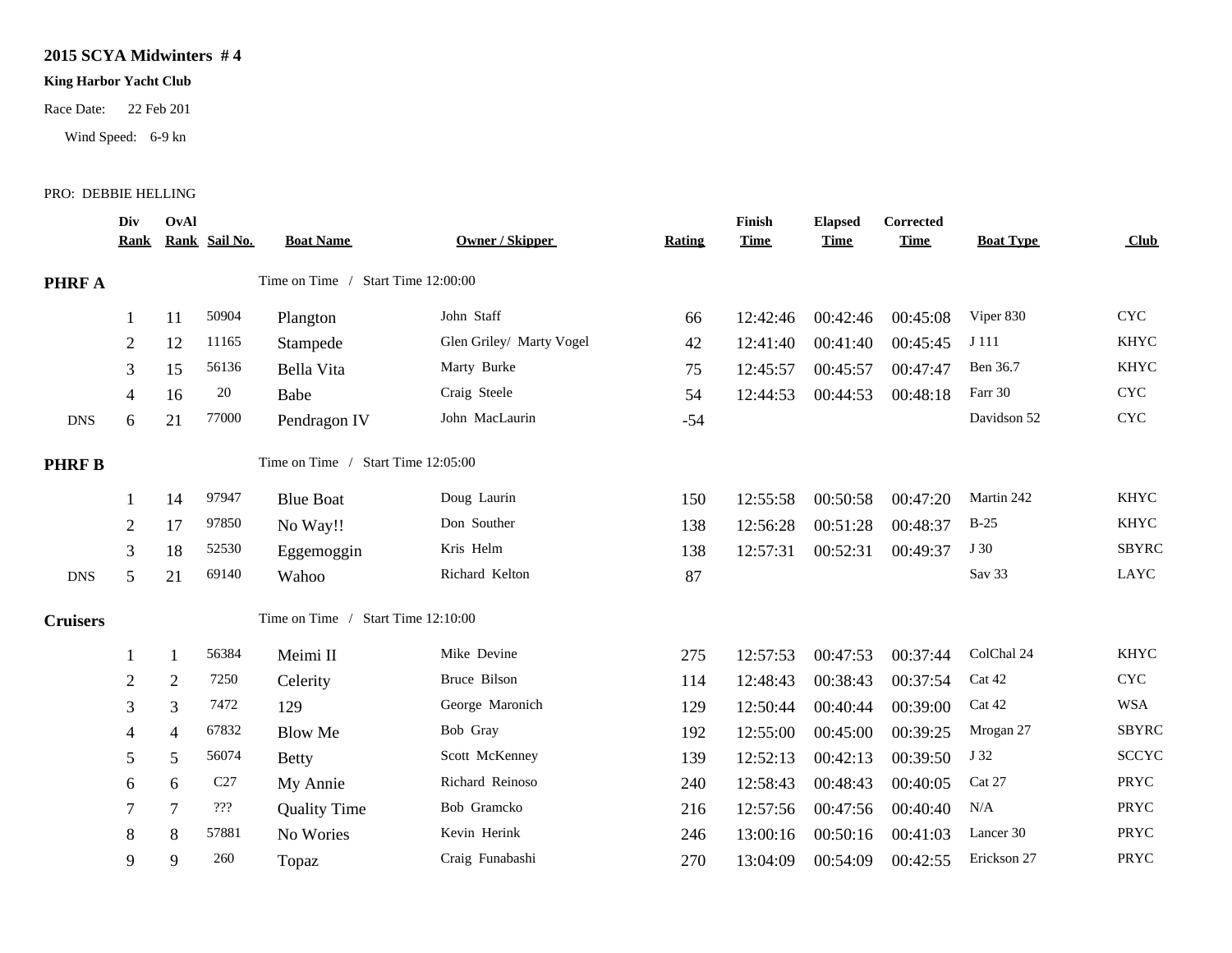**2015 SCYA Midwinters # 4**

**King Harbor Yacht Club**

Race Date: 22 Feb 201

Wind Speed: 6-9 kn

PRO: DEBBIE HELLING

| | Div Rank | OvAl Rank | Sail No. | Boat Name | Owner / Skipper | Rating | Finish Time | Elapsed Time | Corrected Time | Boat Type | Club |
|---|---|---|---|---|---|---|---|---|---|---|---|
| **PHRF A** | | | | Time on Time / Start Time 12:00:00 | | | | | | | |
| | 1 | 11 | 50904 | Plangton | John Staff | 66 | 12:42:46 | 00:42:46 | 00:45:08 | Viper 830 | CYC |
| | 2 | 12 | 11165 | Stampede | Glen Griley/ Marty Vogel | 42 | 12:41:40 | 00:41:40 | 00:45:45 | J 111 | KHYC |
| | 3 | 15 | 56136 | Bella Vita | Marty Burke | 75 | 12:45:57 | 00:45:57 | 00:47:47 | Ben 36.7 | KHYC |
| | 4 | 16 | 20 | Babe | Craig Steele | 54 | 12:44:53 | 00:44:53 | 00:48:18 | Farr 30 | CYC |
| DNS | 6 | 21 | 77000 | Pendragon IV | John MacLaurin | -54 | | | | Davidson 52 | CYC |
| **PHRF B** | | | | Time on Time / Start Time 12:05:00 | | | | | | | |
| | 1 | 14 | 97947 | Blue Boat | Doug Laurin | 150 | 12:55:58 | 00:50:58 | 00:47:20 | Martin 242 | KHYC |
| | 2 | 17 | 97850 | No Way!! | Don Souther | 138 | 12:56:28 | 00:51:28 | 00:48:37 | B-25 | KHYC |
| | 3 | 18 | 52530 | Eggemoggin | Kris Helm | 138 | 12:57:31 | 00:52:31 | 00:49:37 | J 30 | SBYRC |
| DNS | 5 | 21 | 69140 | Wahoo | Richard Kelton | 87 | | | | Sav 33 | LAYC |
| **Cruisers** | | | | Time on Time / Start Time 12:10:00 | | | | | | | |
| | 1 | 1 | 56384 | Meimi II | Mike Devine | 275 | 12:57:53 | 00:47:53 | 00:37:44 | ColChal 24 | KHYC |
| | 2 | 2 | 7250 | Celerity | Bruce Bilson | 114 | 12:48:43 | 00:38:43 | 00:37:54 | Cat 42 | CYC |
| | 3 | 3 | 7472 | 129 | George Maronich | 129 | 12:50:44 | 00:40:44 | 00:39:00 | Cat 42 | WSA |
| | 4 | 4 | 67832 | Blow Me | Bob Gray | 192 | 12:55:00 | 00:45:00 | 00:39:25 | Mrogan 27 | SBYRC |
| | 5 | 5 | 56074 | Betty | Scott McKenney | 139 | 12:52:13 | 00:42:13 | 00:39:50 | J 32 | SCCYC |
| | 6 | 6 | C27 | My Annie | Richard Reinoso | 240 | 12:58:43 | 00:48:43 | 00:40:05 | Cat 27 | PRYC |
| | 7 | 7 | ??? | Quality Time | Bob Gramcko | 216 | 12:57:56 | 00:47:56 | 00:40:40 | N/A | PRYC |
| | 8 | 8 | 57881 | No Wories | Kevin Herink | 246 | 13:00:16 | 00:50:16 | 00:41:03 | Lancer 30 | PRYC |
| | 9 | 9 | 260 | Topaz | Craig Funabashi | 270 | 13:04:09 | 00:54:09 | 00:42:55 | Erickson 27 | PRYC |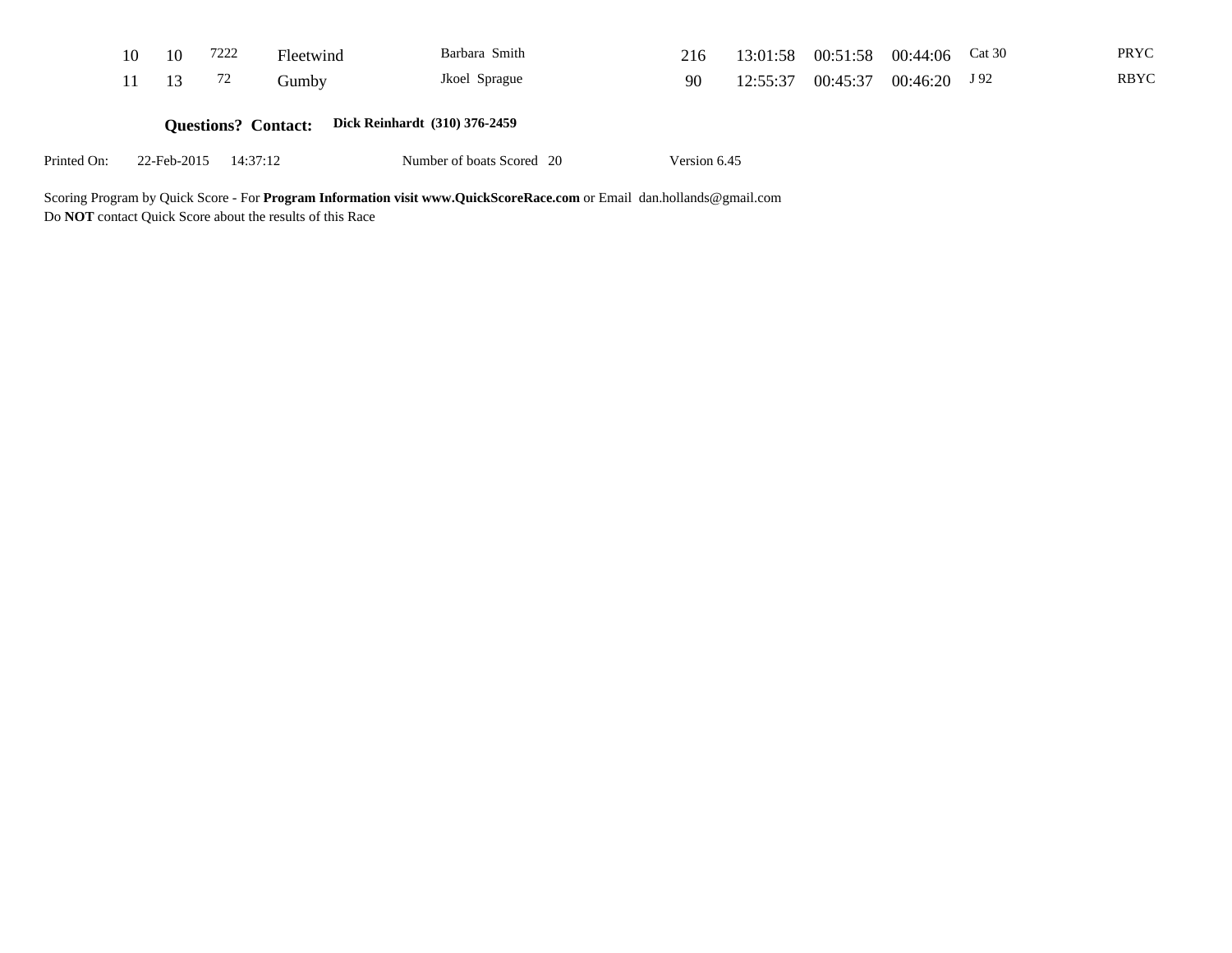| | | | | | | | | | | |
|---|---|---|---|---|---|---|---|---|---|---|
| 10 | 10 | 7222 | Fleetwind | Barbara Smith | 216 | 13:01:58 | 00:51:58 | 00:44:06 | Cat 30 | PRYC |
| 11 | 13 | 72 | Gumby | Jkoel Sprague | 90 | 12:55:37 | 00:45:37 | 00:46:20 | J 92 | RBYC |

**Questions? Contact:** **Dick Reinhardt (310) 376-2459**

Printed On: 22-Feb-2015 14:37:12 Number of boats Scored 20 Version 6.45

Scoring Program by Quick Score - For **Program Information visit www.QuickScoreRace.com** or Email dan.hollands@gmail.com
Do **NOT** contact Quick Score about the results of this Race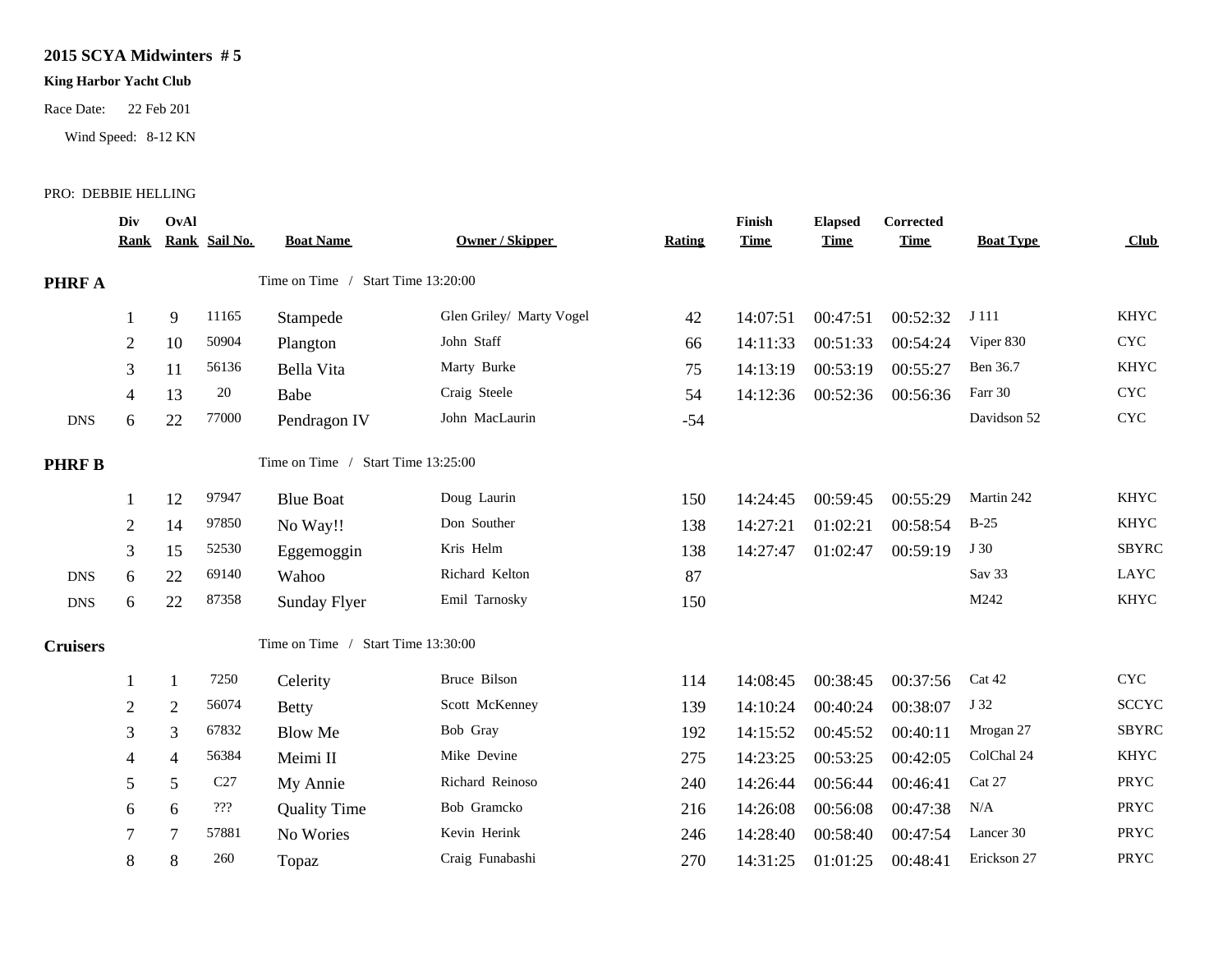**2015 SCYA Midwinters # 5**

**King Harbor Yacht Club**

Race Date: 22 Feb 201

Wind Speed: 8-12 KN

PRO: DEBBIE HELLING

| | Div Rank | OvAl Rank | Sail No. | Boat Name | Owner / Skipper | Rating | Finish Time | Elapsed Time | Corrected Time | Boat Type | Club |
|---|---|---|---|---|---|---|---|---|---|---|---|
| **PHRF A** | | | | Time on Time / Start Time 13:20:00 | | | | | | | |
| | 1 | 9 | 11165 | Stampede | Glen Griley/ Marty Vogel | 42 | 14:07:51 | 00:47:51 | 00:52:32 | J 111 | KHYC |
| | 2 | 10 | 50904 | Plangton | John Staff | 66 | 14:11:33 | 00:51:33 | 00:54:24 | Viper 830 | CYC |
| | 3 | 11 | 56136 | Bella Vita | Marty Burke | 75 | 14:13:19 | 00:53:19 | 00:55:27 | Ben 36.7 | KHYC |
| | 4 | 13 | 20 | Babe | Craig Steele | 54 | 14:12:36 | 00:52:36 | 00:56:36 | Farr 30 | CYC |
| DNS | 6 | 22 | 77000 | Pendragon IV | John MacLaurin | -54 | | | | Davidson 52 | CYC |
| **PHRF B** | | | | Time on Time / Start Time 13:25:00 | | | | | | | |
| | 1 | 12 | 97947 | Blue Boat | Doug Laurin | 150 | 14:24:45 | 00:59:45 | 00:55:29 | Martin 242 | KHYC |
| | 2 | 14 | 97850 | No Way!! | Don Souther | 138 | 14:27:21 | 01:02:21 | 00:58:54 | B-25 | KHYC |
| | 3 | 15 | 52530 | Eggemoggin | Kris Helm | 138 | 14:27:47 | 01:02:47 | 00:59:19 | J 30 | SBYRC |
| DNS | 6 | 22 | 69140 | Wahoo | Richard Kelton | 87 | | | | Sav 33 | LAYC |
| DNS | 6 | 22 | 87358 | Sunday Flyer | Emil Tarnosky | 150 | | | | M242 | KHYC |
| **Cruisers** | | | | Time on Time / Start Time 13:30:00 | | | | | | | |
| | 1 | 1 | 7250 | Celerity | Bruce Bilson | 114 | 14:08:45 | 00:38:45 | 00:37:56 | Cat 42 | CYC |
| | 2 | 2 | 56074 | Betty | Scott McKenney | 139 | 14:10:24 | 00:40:24 | 00:38:07 | J 32 | SCCYC |
| | 3 | 3 | 67832 | Blow Me | Bob Gray | 192 | 14:15:52 | 00:45:52 | 00:40:11 | Mrogan 27 | SBYRC |
| | 4 | 4 | 56384 | Meimi II | Mike Devine | 275 | 14:23:25 | 00:53:25 | 00:42:05 | ColChal 24 | KHYC |
| | 5 | 5 | C27 | My Annie | Richard Reinoso | 240 | 14:26:44 | 00:56:44 | 00:46:41 | Cat 27 | PRYC |
| | 6 | 6 | ??? | Quality Time | Bob Gramcko | 216 | 14:26:08 | 00:56:08 | 00:47:38 | N/A | PRYC |
| | 7 | 7 | 57881 | No Wories | Kevin Herink | 246 | 14:28:40 | 00:58:40 | 00:47:54 | Lancer 30 | PRYC |
| | 8 | 8 | 260 | Topaz | Craig Funabashi | 270 | 14:31:25 | 01:01:25 | 00:48:41 | Erickson 27 | PRYC |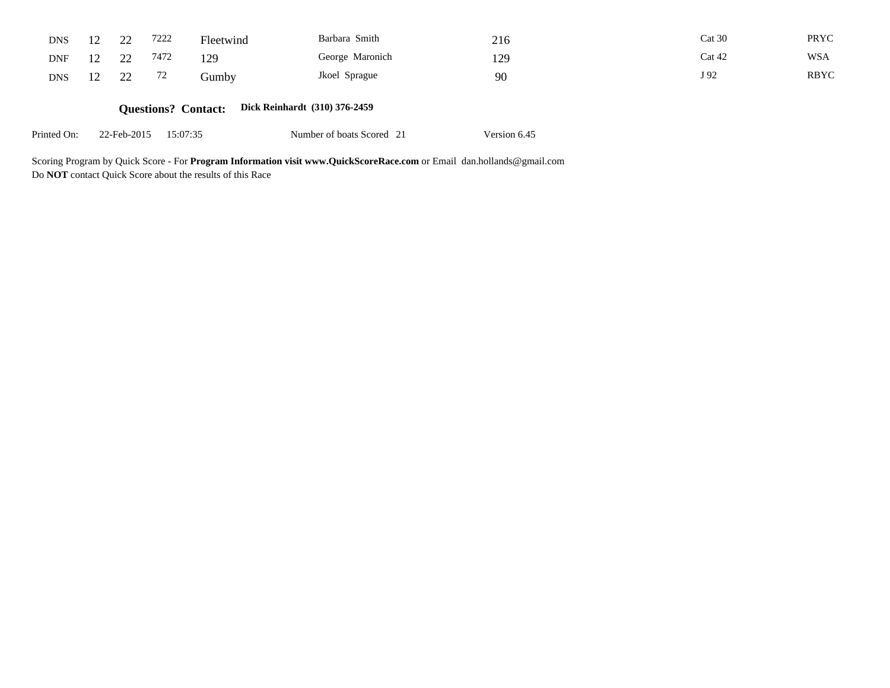| | | | | | | | | |
|---|---|---|---|---|---|---|---|---|
| DNS | 12 | 22 | 7222 | Fleetwind | Barbara Smith | 216 | Cat 30 | PRYC |
| DNF | 12 | 22 | 7472 | 129 | George Maronich | 129 | Cat 42 | WSA |
| DNS | 12 | 22 | 72 | Gumby | Jkoel Sprague | 90 | J 92 | RBYC |

**Questions? Contact:** **Dick Reinhardt (310) 376-2459**

Printed On: 22-Feb-2015 15:07:35 Number of boats Scored 21 Version 6.45

Scoring Program by Quick Score - For **Program Information visit www.QuickScoreRace.com** or Email dan.hollands@gmail.com
Do **NOT** contact Quick Score about the results of this Race